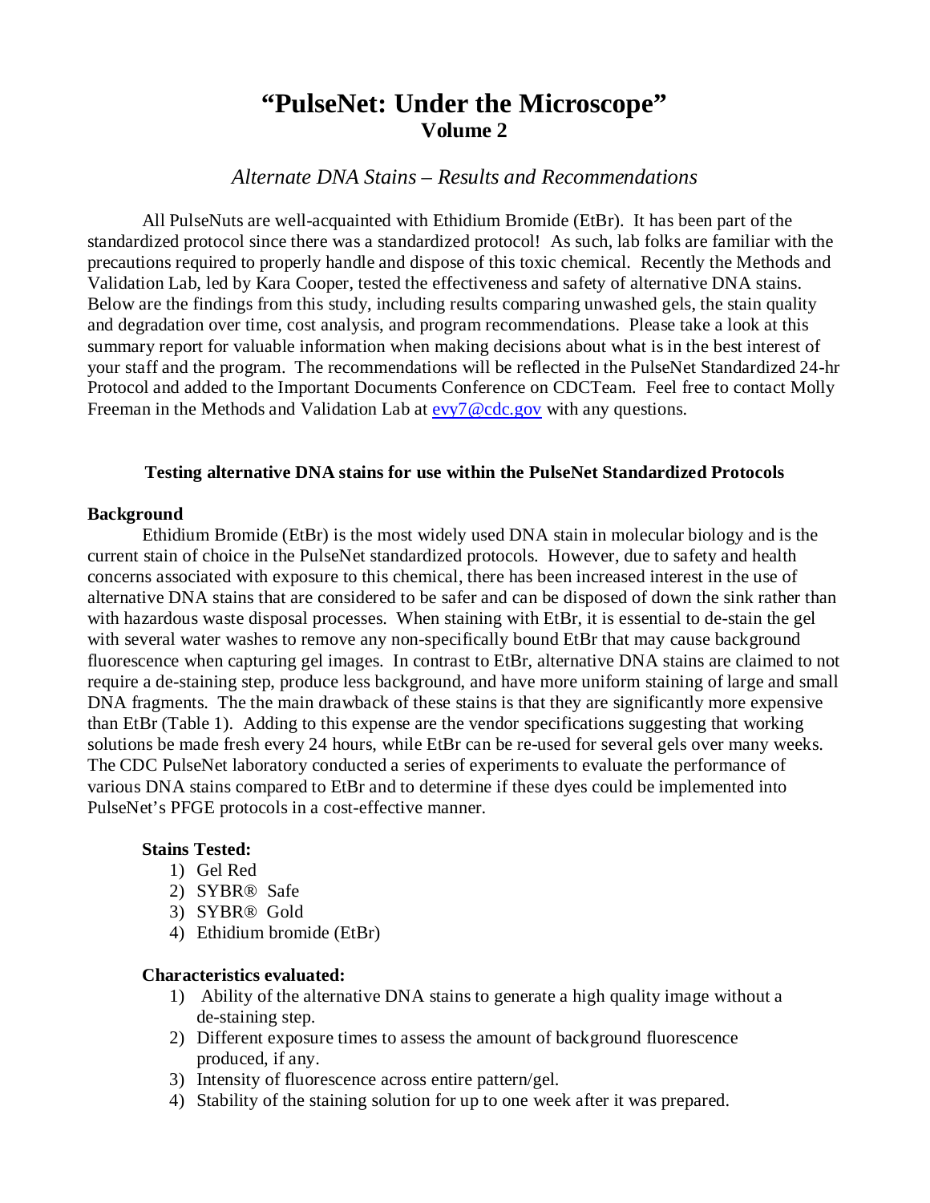# "PulseNet: Under the Microscope"
## Volume 2

*Alternate DNA Stains – Results and Recommendations*

All PulseNuts are well-acquainted with Ethidium Bromide (EtBr). It has been part of the standardized protocol since there was a standardized protocol! As such, lab folks are familiar with the precautions required to properly handle and dispose of this toxic chemical. Recently the Methods and Validation Lab, led by Kara Cooper, tested the effectiveness and safety of alternative DNA stains. Below are the findings from this study, including results comparing unwashed gels, the stain quality and degradation over time, cost analysis, and program recommendations. Please take a look at this summary report for valuable information when making decisions about what is in the best interest of your staff and the program. The recommendations will be reflected in the PulseNet Standardized 24-hr Protocol and added to the Important Documents Conference on CDCTeam. Feel free to contact Molly Freeman in the Methods and Validation Lab at evy7@cdc.gov with any questions.

**Testing alternative DNA stains for use within the PulseNet Standardized Protocols**

**Background**

Ethidium Bromide (EtBr) is the most widely used DNA stain in molecular biology and is the current stain of choice in the PulseNet standardized protocols. However, due to safety and health concerns associated with exposure to this chemical, there has been increased interest in the use of alternative DNA stains that are considered to be safer and can be disposed of down the sink rather than with hazardous waste disposal processes. When staining with EtBr, it is essential to de-stain the gel with several water washes to remove any non-specifically bound EtBr that may cause background fluorescence when capturing gel images. In contrast to EtBr, alternative DNA stains are claimed to not require a de-staining step, produce less background, and have more uniform staining of large and small DNA fragments. The main drawback of these stains is that they are significantly more expensive than EtBr (Table 1). Adding to this expense are the vendor specifications suggesting that working solutions be made fresh every 24 hours, while EtBr can be re-used for several gels over many weeks. The CDC PulseNet laboratory conducted a series of experiments to evaluate the performance of various DNA stains compared to EtBr and to determine if these dyes could be implemented into PulseNet's PFGE protocols in a cost-effective manner.

**Stains Tested:**

1) Gel Red
2) SYBR® Safe
3) SYBR® Gold
4) Ethidium bromide (EtBr)

**Characteristics evaluated:**

1) Ability of the alternative DNA stains to generate a high quality image without a de-staining step.
2) Different exposure times to assess the amount of background fluorescence produced, if any.
3) Intensity of fluorescence across entire pattern/gel.
4) Stability of the staining solution for up to one week after it was prepared.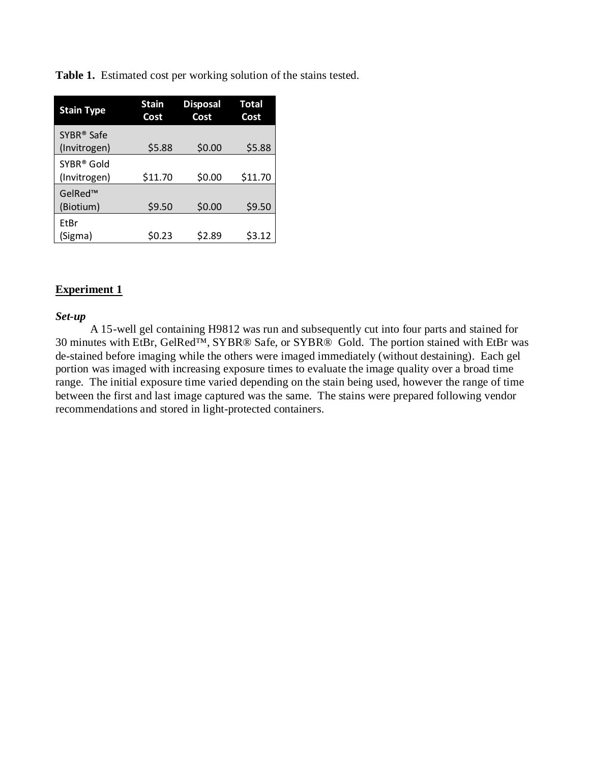**Table 1.** Estimated cost per working solution of the stains tested.

| Stain Type | Stain Cost | Disposal Cost | Total Cost |
|---|---|---|---|
| SYBR® Safe (Invitrogen) | $5.88 | $0.00 | $5.88 |
| SYBR® Gold (Invitrogen) | $11.70 | $0.00 | $11.70 |
| GelRed™ (Biotium) | $9.50 | $0.00 | $9.50 |
| EtBr (Sigma) | $0.23 | $2.89 | $3.12 |

## Experiment 1

***Set-up***

A 15-well gel containing H9812 was run and subsequently cut into four parts and stained for 30 minutes with EtBr, GelRed™, SYBR® Safe, or SYBR® Gold. The portion stained with EtBr was de-stained before imaging while the others were imaged immediately (without destaining). Each gel portion was imaged with increasing exposure times to evaluate the image quality over a broad time range. The initial exposure time varied depending on the stain being used, however the range of time between the first and last image captured was the same. The stains were prepared following vendor recommendations and stored in light-protected containers.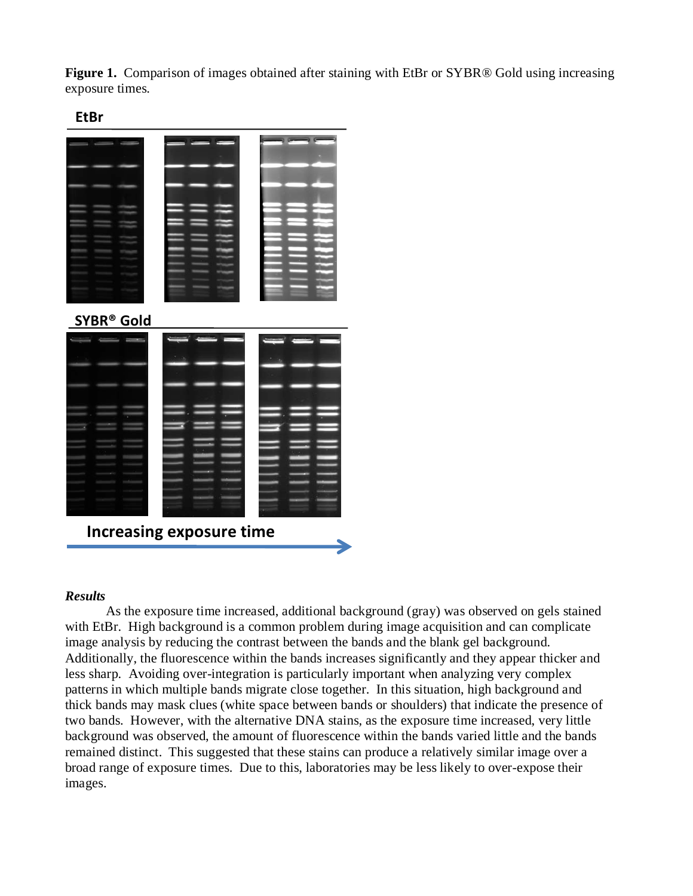**Figure 1.** Comparison of images obtained after staining with EtBr or SYBR® Gold using increasing exposure times.

*Results*

As the exposure time increased, additional background (gray) was observed on gels stained with EtBr. High background is a common problem during image acquisition and can complicate image analysis by reducing the contrast between the bands and the blank gel background. Additionally, the fluorescence within the bands increases significantly and they appear thicker and less sharp. Avoiding over-integration is particularly important when analyzing very complex patterns in which multiple bands migrate close together. In this situation, high background and thick bands may mask clues (white space between bands or shoulders) that indicate the presence of two bands. However, with the alternative DNA stains, as the exposure time increased, very little background was observed, the amount of fluorescence within the bands varied little and the bands remained distinct. This suggested that these stains can produce a relatively similar image over a broad range of exposure times. Due to this, laboratories may be less likely to over-expose their images.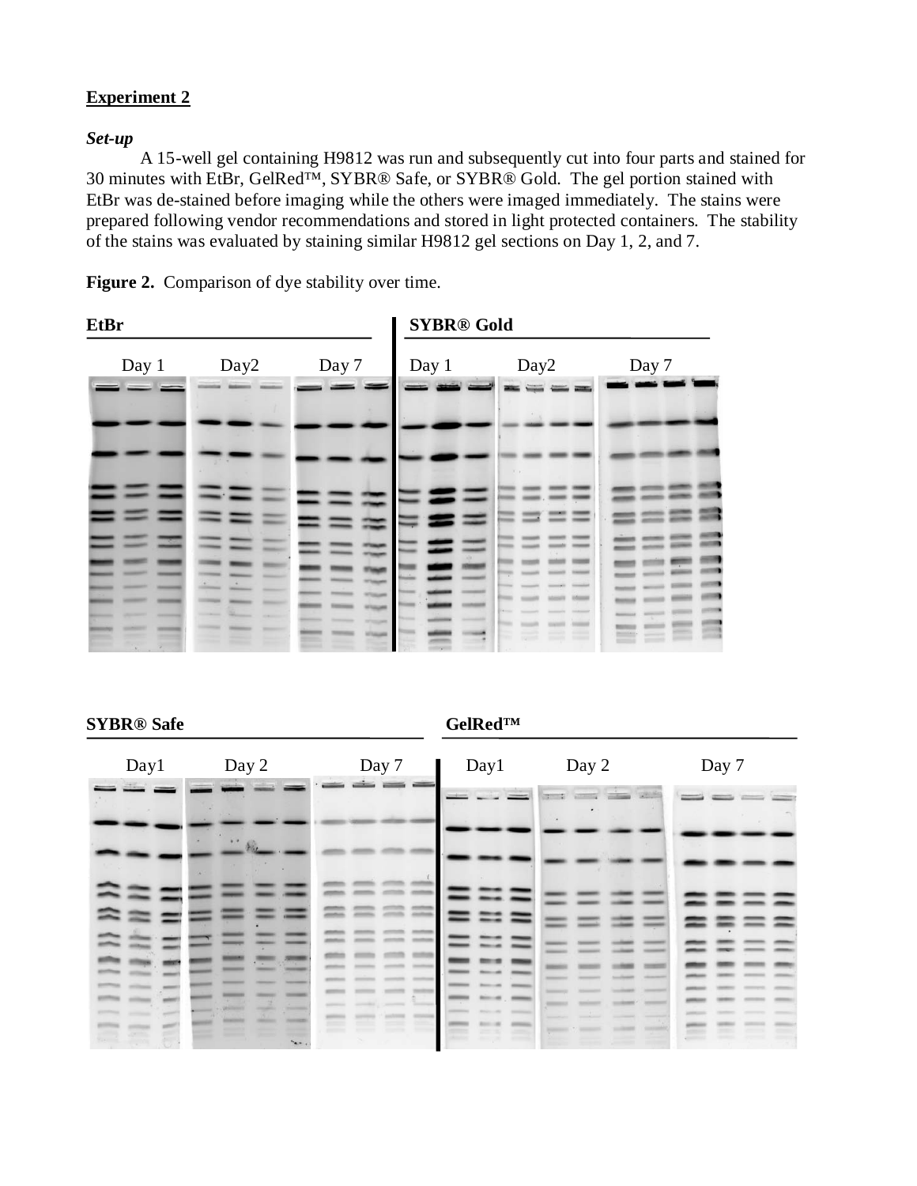**Experiment 2**

***Set-up***

A 15-well gel containing H9812 was run and subsequently cut into four parts and stained for 30 minutes with EtBr, GelRed™, SYBR® Safe, or SYBR® Gold. The gel portion stained with EtBr was de-stained before imaging while the others were imaged immediately. The stains were prepared following vendor recommendations and stored in light protected containers. The stability of the stains was evaluated by staining similar H9812 gel sections on Day 1, 2, and 7.

**Figure 2.** Comparison of dye stability over time.

**EtBr**

Day 1 Day2 Day 7

**SYBR® Gold**

Day 1 Day2 Day 7

**SYBR® Safe**

Day1 Day 2 Day 7

**GelRed™**

Day1 Day 2 Day 7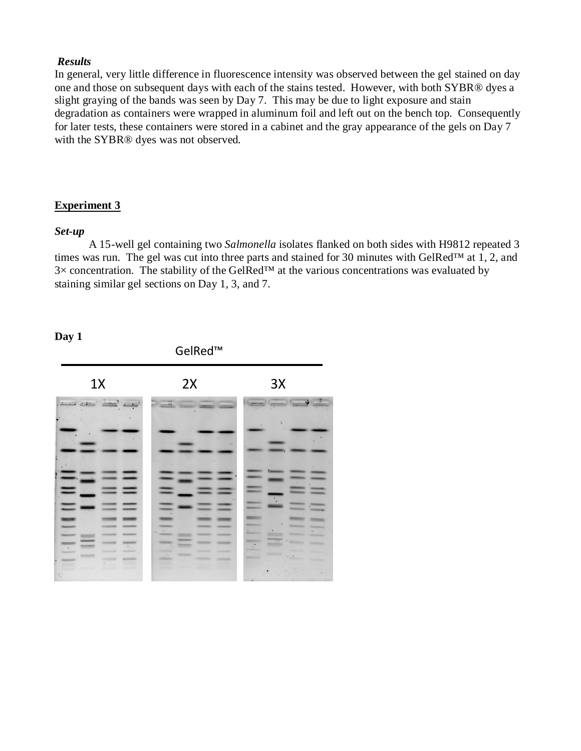***Results***

In general, very little difference in fluorescence intensity was observed between the gel stained on day one and those on subsequent days with each of the stains tested. However, with both SYBR® dyes a slight graying of the bands was seen by Day 7. This may be due to light exposure and stain degradation as containers were wrapped in aluminum foil and left out on the bench top. Consequently for later tests, these containers were stored in a cabinet and the gray appearance of the gels on Day 7 with the SYBR® dyes was not observed.

## Experiment 3

***Set-up***

A 15-well gel containing two *Salmonella* isolates flanked on both sides with H9812 repeated 3 times was run. The gel was cut into three parts and stained for 30 minutes with GelRed™ at 1, 2, and 3× concentration. The stability of the GelRed™ at the various concentrations was evaluated by staining similar gel sections on Day 1, 3, and 7.

**Day 1**

GelRed™

1X 2X 3X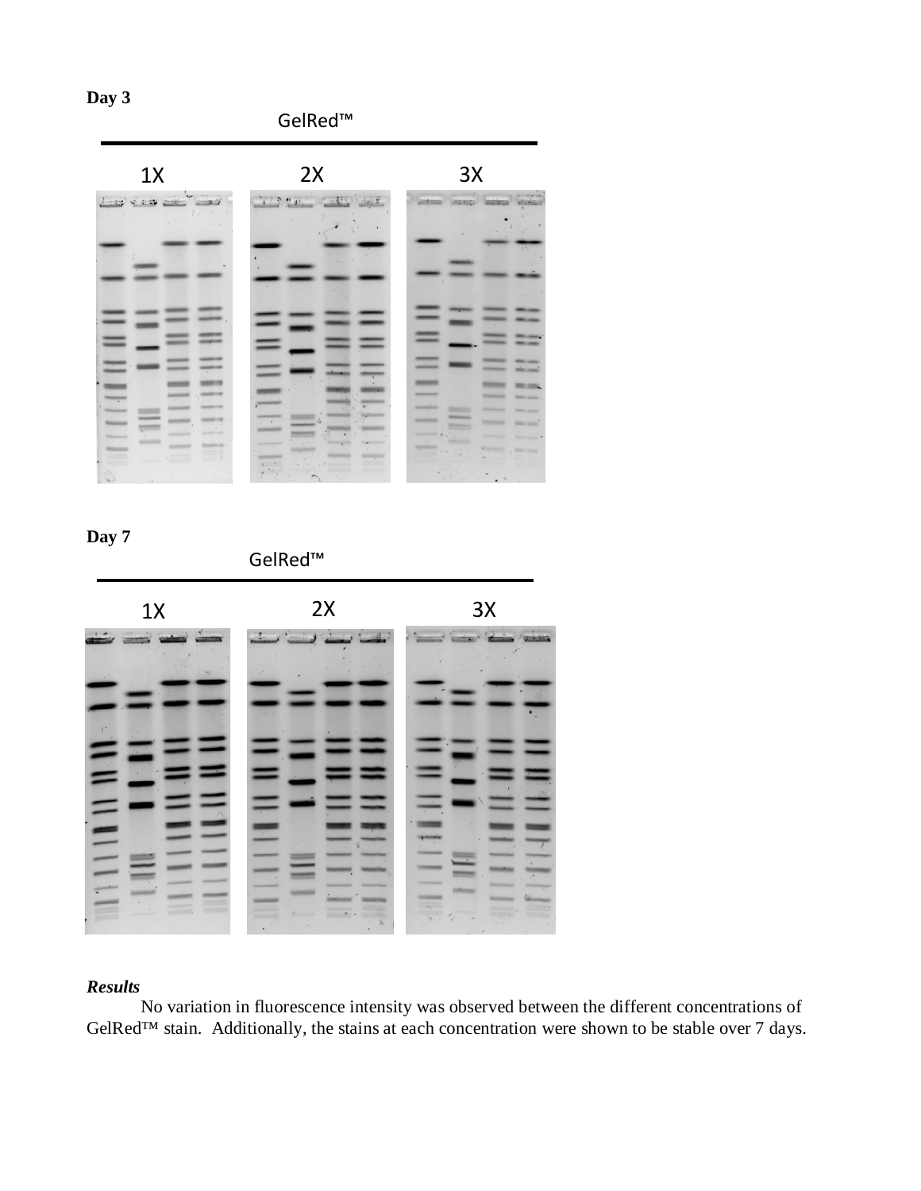**Day 3**

GelRed™

1X 2X 3X

**Day 7**

GelRed™

1X 2X 3X

***Results***

No variation in fluorescence intensity was observed between the different concentrations of GelRed™ stain. Additionally, the stains at each concentration were shown to be stable over 7 days.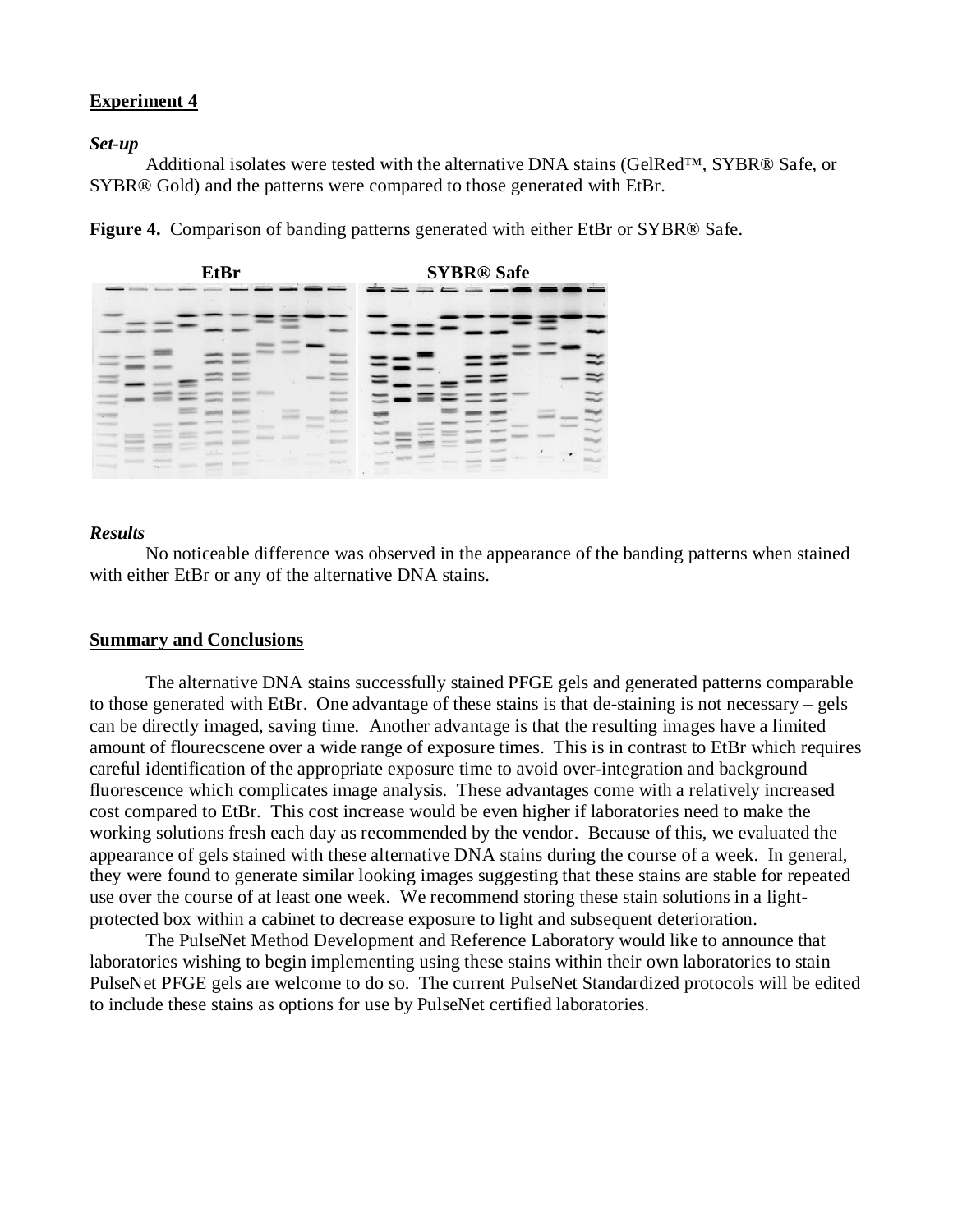## Experiment 4

### *Set-up*

Additional isolates were tested with the alternative DNA stains (GelRed™, SYBR® Safe, or SYBR® Gold) and the patterns were compared to those generated with EtBr.

**Figure 4.** Comparison of banding patterns generated with either EtBr or SYBR® Safe.

EtBr

SYBR® Safe

### *Results*

No noticeable difference was observed in the appearance of the banding patterns when stained with either EtBr or any of the alternative DNA stains.

## Summary and Conclusions

The alternative DNA stains successfully stained PFGE gels and generated patterns comparable to those generated with EtBr. One advantage of these stains is that de-staining is not necessary – gels can be directly imaged, saving time. Another advantage is that the resulting images have a limited amount of flourecscene over a wide range of exposure times. This is in contrast to EtBr which requires careful identification of the appropriate exposure time to avoid over-integration and background fluorescence which complicates image analysis. These advantages come with a relatively increased cost compared to EtBr. This cost increase would be even higher if laboratories need to make the working solutions fresh each day as recommended by the vendor. Because of this, we evaluated the appearance of gels stained with these alternative DNA stains during the course of a week. In general, they were found to generate similar looking images suggesting that these stains are stable for repeated use over the course of at least one week. We recommend storing these stain solutions in a light-protected box within a cabinet to decrease exposure to light and subsequent deterioration.

The PulseNet Method Development and Reference Laboratory would like to announce that laboratories wishing to begin implementing using these stains within their own laboratories to stain PulseNet PFGE gels are welcome to do so. The current PulseNet Standardized protocols will be edited to include these stains as options for use by PulseNet certified laboratories.